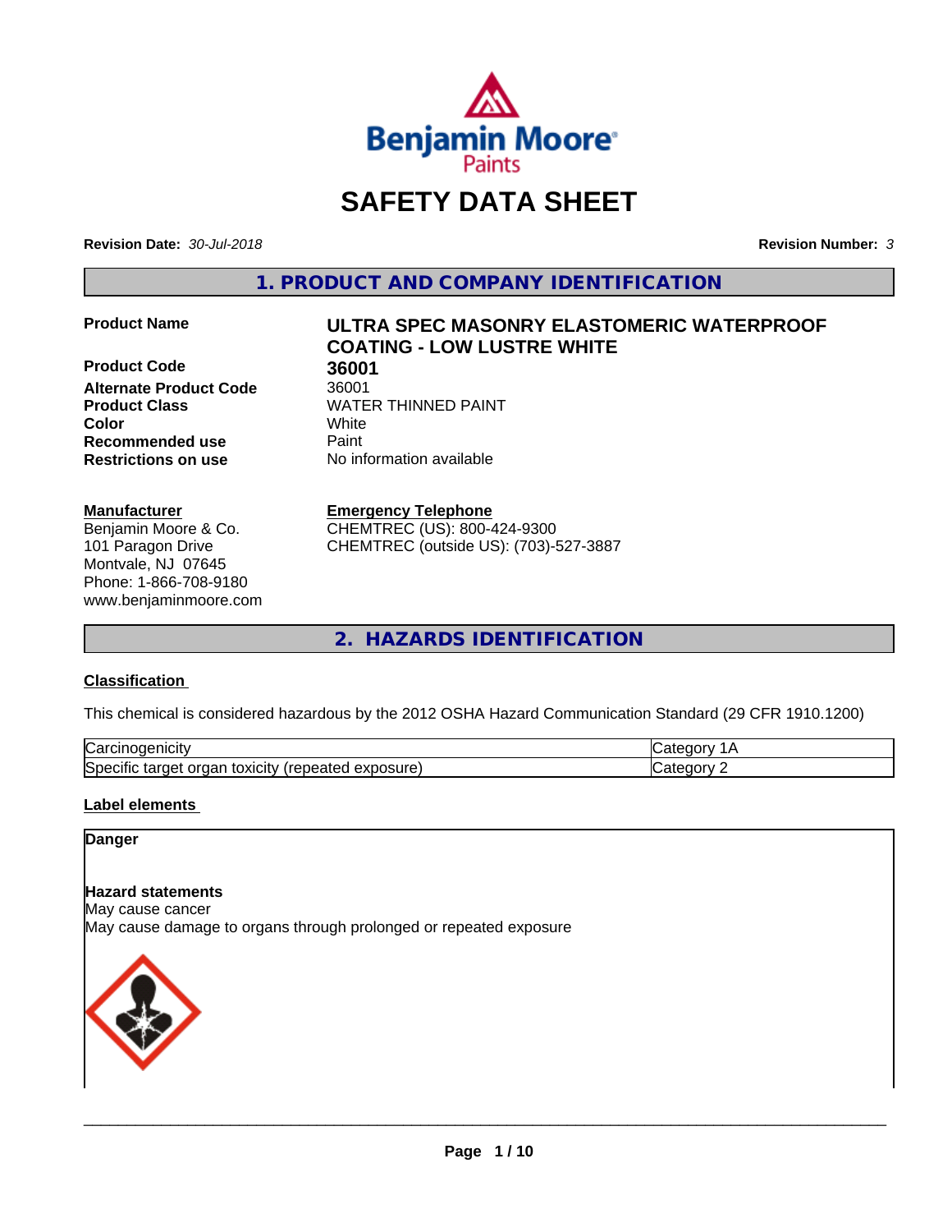# SAFETY DATA SHEET

**Revision Date:** *30-Jul-2018*

**Revision Number:** *3*

## 1. PRODUCT AND COMPANY IDENTIFICATION

| | |
|---|---|
| **Product Name** | **ULTRA SPEC MASONRY ELASTOMERIC WATERPROOF COATING - LOW LUSTRE WHITE** |
| **Product Code** | **36001** |
| **Alternate Product Code** | 36001 |
| **Product Class** | WATER THINNED PAINT |
| **Color** | White |
| **Recommended use** | Paint |
| **Restrictions on use** | No information available |

**Manufacturer**
Benjamin Moore & Co.
101 Paragon Drive
Montvale, NJ 07645
Phone: 1-866-708-9180
www.benjaminmoore.com

**Emergency Telephone**
CHEMTREC (US): 800-424-9300
CHEMTREC (outside US): (703)-527-3887

## 2. HAZARDS IDENTIFICATION

### Classification

This chemical is considered hazardous by the 2012 OSHA Hazard Communication Standard (29 CFR 1910.1200)

| | |
|---|---|
| Carcinogenicity | Category 1A |
| Specific target organ toxicity (repeated exposure) | Category 2 |

### Label elements

**Danger**

**Hazard statements**
May cause cancer
May cause damage to organs through prolonged or repeated exposure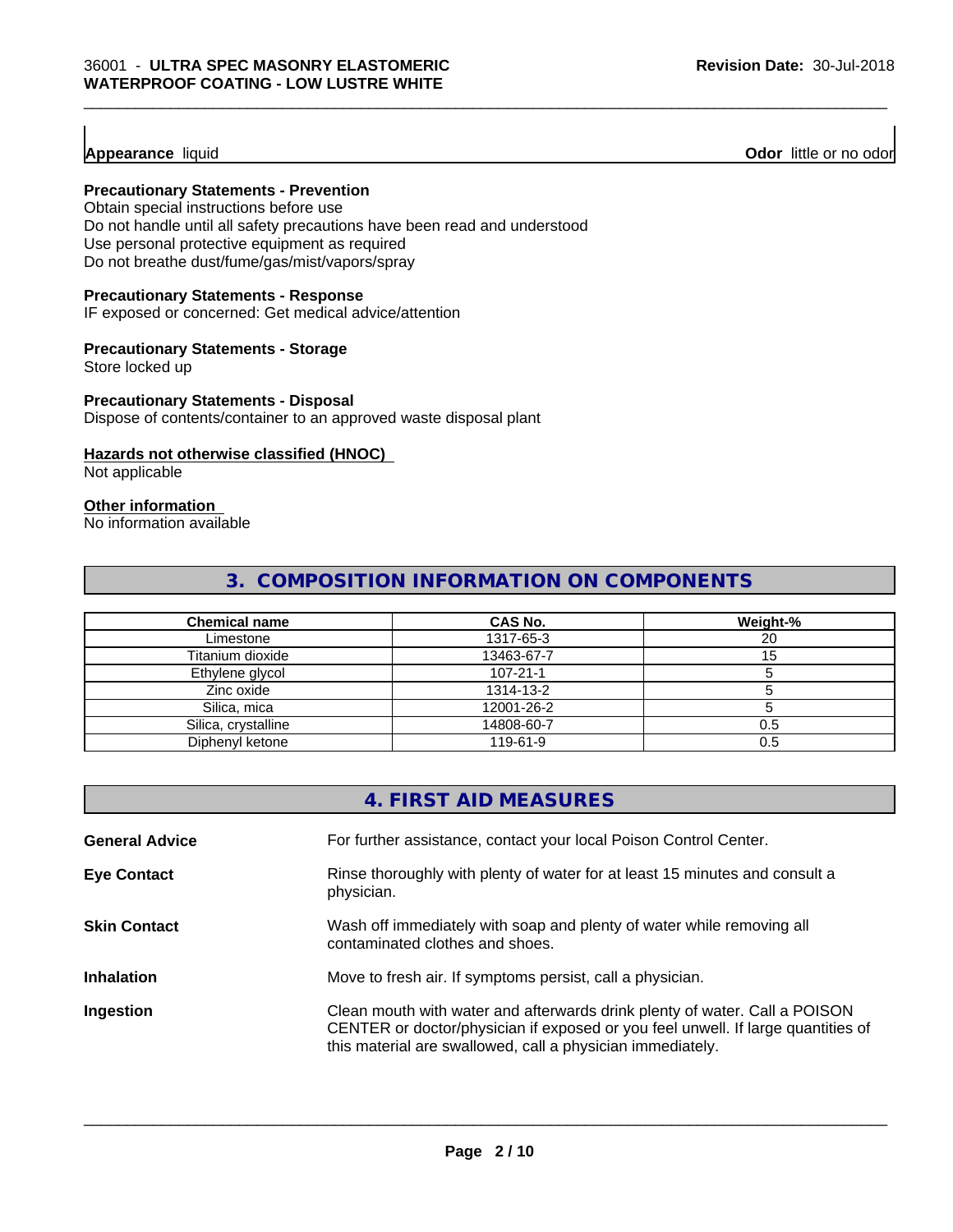**Appearance** liquid **Odor** little or no odor

**Precautionary Statements - Prevention**
Obtain special instructions before use
Do not handle until all safety precautions have been read and understood
Use personal protective equipment as required
Do not breathe dust/fume/gas/mist/vapors/spray

**Precautionary Statements - Response**
IF exposed or concerned: Get medical advice/attention

**Precautionary Statements - Storage**
Store locked up

**Precautionary Statements - Disposal**
Dispose of contents/container to an approved waste disposal plant

**Hazards not otherwise classified (HNOC)**
Not applicable

**Other information**
No information available

## 3. COMPOSITION INFORMATION ON COMPONENTS

| Chemical name | CAS No. | Weight-% |
|---|---|---|
| Limestone | 1317-65-3 | 20 |
| Titanium dioxide | 13463-67-7 | 15 |
| Ethylene glycol | 107-21-1 | 5 |
| Zinc oxide | 1314-13-2 | 5 |
| Silica, mica | 12001-26-2 | 5 |
| Silica, crystalline | 14808-60-7 | 0.5 |
| Diphenyl ketone | 119-61-9 | 0.5 |

## 4. FIRST AID MEASURES

**General Advice** For further assistance, contact your local Poison Control Center.

**Eye Contact** Rinse thoroughly with plenty of water for at least 15 minutes and consult a physician.

**Skin Contact** Wash off immediately with soap and plenty of water while removing all contaminated clothes and shoes.

**Inhalation** Move to fresh air. If symptoms persist, call a physician.

**Ingestion** Clean mouth with water and afterwards drink plenty of water. Call a POISON CENTER or doctor/physician if exposed or you feel unwell. If large quantities of this material are swallowed, call a physician immediately.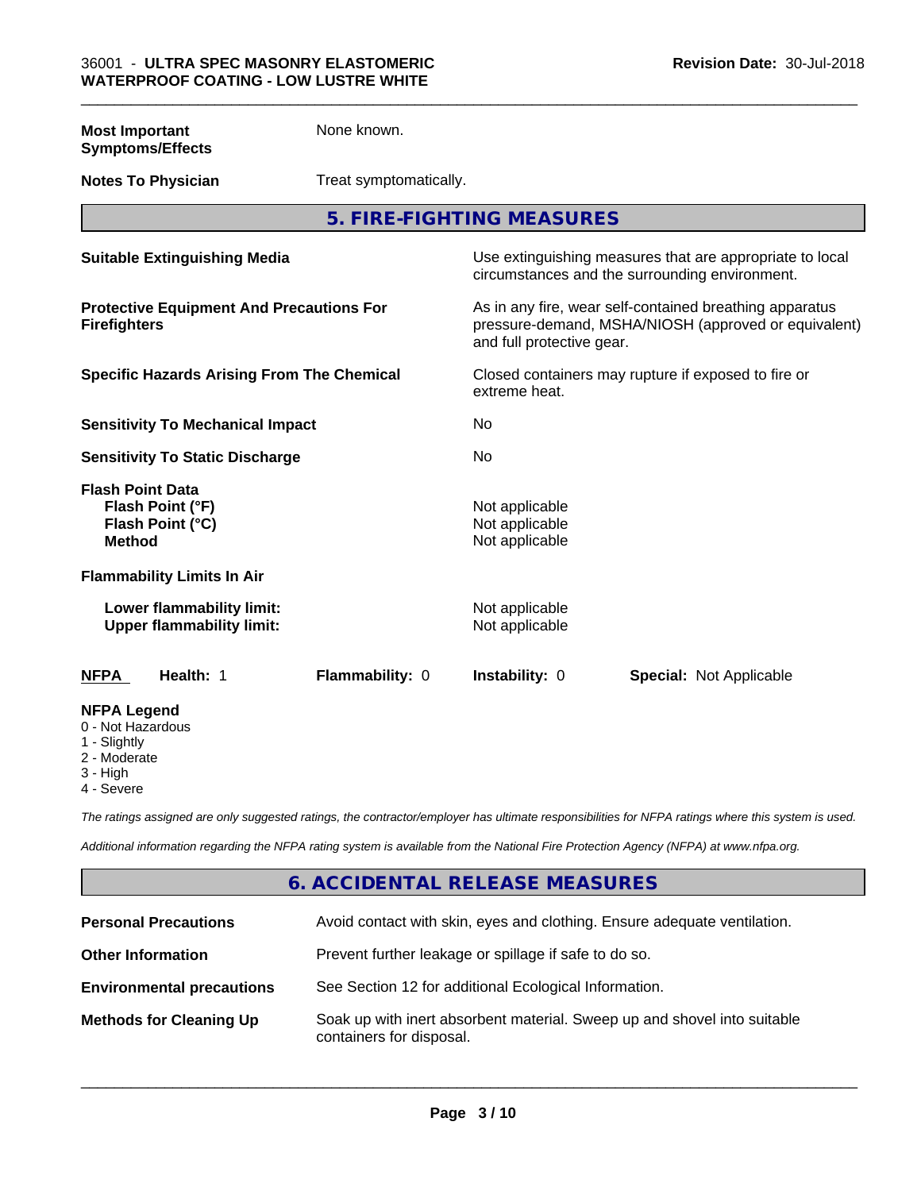| | |
|---|---|
| **Most Important Symptoms/Effects** | None known. |
| **Notes To Physician** | Treat symptomatically. |

## 5. FIRE-FIGHTING MEASURES

| | |
|---|---|
| **Suitable Extinguishing Media** | Use extinguishing measures that are appropriate to local circumstances and the surrounding environment. |
| **Protective Equipment And Precautions For Firefighters** | As in any fire, wear self-contained breathing apparatus pressure-demand, MSHA/NIOSH (approved or equivalent) and full protective gear. |
| **Specific Hazards Arising From The Chemical** | Closed containers may rupture if exposed to fire or extreme heat. |
| **Sensitivity To Mechanical Impact** | No |
| **Sensitivity To Static Discharge** | No |

**Flash Point Data**

| | |
|---|---|
| **Flash Point (°F)** | Not applicable |
| **Flash Point (°C)** | Not applicable |
| **Method** | Not applicable |

**Flammability Limits In Air**

| | |
|---|---|
| **Lower flammability limit:** | Not applicable |
| **Upper flammability limit:** | Not applicable |

| **NFPA** | **Health:** 1 | **Flammability:** 0 | **Instability:** 0 | **Special:** Not Applicable |
|---|---|---|---|---|

**NFPA Legend**
- 0 - Not Hazardous
- 1 - Slightly
- 2 - Moderate
- 3 - High
- 4 - Severe

*The ratings assigned are only suggested ratings, the contractor/employer has ultimate responsibilities for NFPA ratings where this system is used.*

*Additional information regarding the NFPA rating system is available from the National Fire Protection Agency (NFPA) at www.nfpa.org.*

## 6. ACCIDENTAL RELEASE MEASURES

| | |
|---|---|
| **Personal Precautions** | Avoid contact with skin, eyes and clothing. Ensure adequate ventilation. |
| **Other Information** | Prevent further leakage or spillage if safe to do so. |
| **Environmental precautions** | See Section 12 for additional Ecological Information. |
| **Methods for Cleaning Up** | Soak up with inert absorbent material. Sweep up and shovel into suitable containers for disposal. |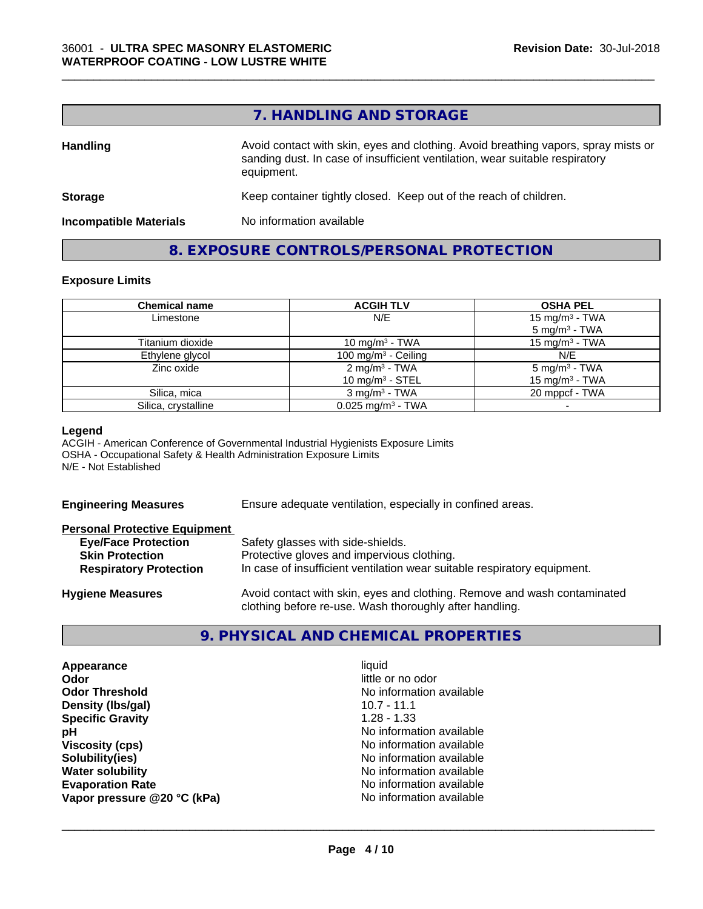## 7. HANDLING AND STORAGE

**Handling**
Avoid contact with skin, eyes and clothing. Avoid breathing vapors, spray mists or sanding dust. In case of insufficient ventilation, wear suitable respiratory equipment.

**Storage**
Keep container tightly closed. Keep out of the reach of children.

**Incompatible Materials**
No information available

## 8. EXPOSURE CONTROLS/PERSONAL PROTECTION

### Exposure Limits

| Chemical name | ACGIH TLV | OSHA PEL |
|---|---|---|
| Limestone | N/E | 15 mg/m³ - TWA<br>5 mg/m³ - TWA |
| Titanium dioxide | 10 mg/m³ - TWA | 15 mg/m³ - TWA |
| Ethylene glycol | 100 mg/m³ - Ceiling | N/E |
| Zinc oxide | 2 mg/m³ - TWA<br>10 mg/m³ - STEL | 5 mg/m³ - TWA<br>15 mg/m³ - TWA |
| Silica, mica | 3 mg/m³ - TWA | 20 mppcf - TWA |
| Silica, crystalline | 0.025 mg/m³ - TWA | - |

**Legend**
ACGIH - American Conference of Governmental Industrial Hygienists Exposure Limits
OSHA - Occupational Safety & Health Administration Exposure Limits
N/E - Not Established

**Engineering Measures**
Ensure adequate ventilation, especially in confined areas.

**Personal Protective Equipment**

- **Eye/Face Protection**: Safety glasses with side-shields.
- **Skin Protection**: Protective gloves and impervious clothing.
- **Respiratory Protection**: In case of insufficient ventilation wear suitable respiratory equipment.

**Hygiene Measures**
Avoid contact with skin, eyes and clothing. Remove and wash contaminated clothing before re-use. Wash thoroughly after handling.

## 9. PHYSICAL AND CHEMICAL PROPERTIES

| | |
|---|---|
| **Appearance** | liquid |
| **Odor** | little or no odor |
| **Odor Threshold** | No information available |
| **Density (lbs/gal)** | 10.7 - 11.1 |
| **Specific Gravity** | 1.28 - 1.33 |
| **pH** | No information available |
| **Viscosity (cps)** | No information available |
| **Solubility(ies)** | No information available |
| **Water solubility** | No information available |
| **Evaporation Rate** | No information available |
| **Vapor pressure @20 °C (kPa)** | No information available |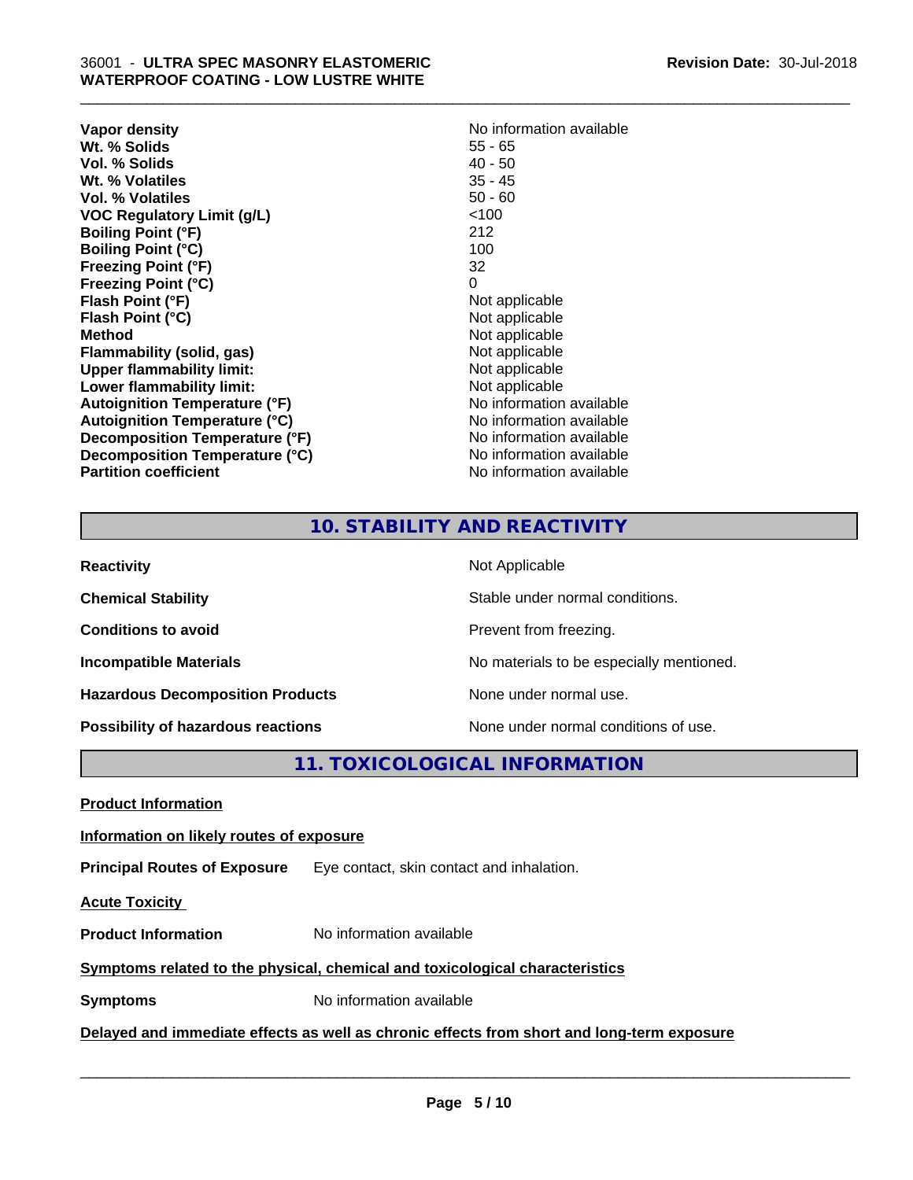| | |
|---|---|
| **Vapor density** | No information available |
| **Wt. % Solids** | 55 - 65 |
| **Vol. % Solids** | 40 - 50 |
| **Wt. % Volatiles** | 35 - 45 |
| **Vol. % Volatiles** | 50 - 60 |
| **VOC Regulatory Limit (g/L)** | <100 |
| **Boiling Point (°F)** | 212 |
| **Boiling Point (°C)** | 100 |
| **Freezing Point (°F)** | 32 |
| **Freezing Point (°C)** | 0 |
| **Flash Point (°F)** | Not applicable |
| **Flash Point (°C)** | Not applicable |
| **Method** | Not applicable |
| **Flammability (solid, gas)** | Not applicable |
| **Upper flammability limit:** | Not applicable |
| **Lower flammability limit:** | Not applicable |
| **Autoignition Temperature (°F)** | No information available |
| **Autoignition Temperature (°C)** | No information available |
| **Decomposition Temperature (°F)** | No information available |
| **Decomposition Temperature (°C)** | No information available |
| **Partition coefficient** | No information available |

## 10. STABILITY AND REACTIVITY

| | |
|---|---|
| **Reactivity** | Not Applicable |
| **Chemical Stability** | Stable under normal conditions. |
| **Conditions to avoid** | Prevent from freezing. |
| **Incompatible Materials** | No materials to be especially mentioned. |
| **Hazardous Decomposition Products** | None under normal use. |
| **Possibility of hazardous reactions** | None under normal conditions of use. |

## 11. TOXICOLOGICAL INFORMATION

**Product Information**

**Information on likely routes of exposure**

**Principal Routes of Exposure** Eye contact, skin contact and inhalation.

**Acute Toxicity**

**Product Information** No information available

**Symptoms related to the physical, chemical and toxicological characteristics**

**Symptoms** No information available

**Delayed and immediate effects as well as chronic effects from short and long-term exposure**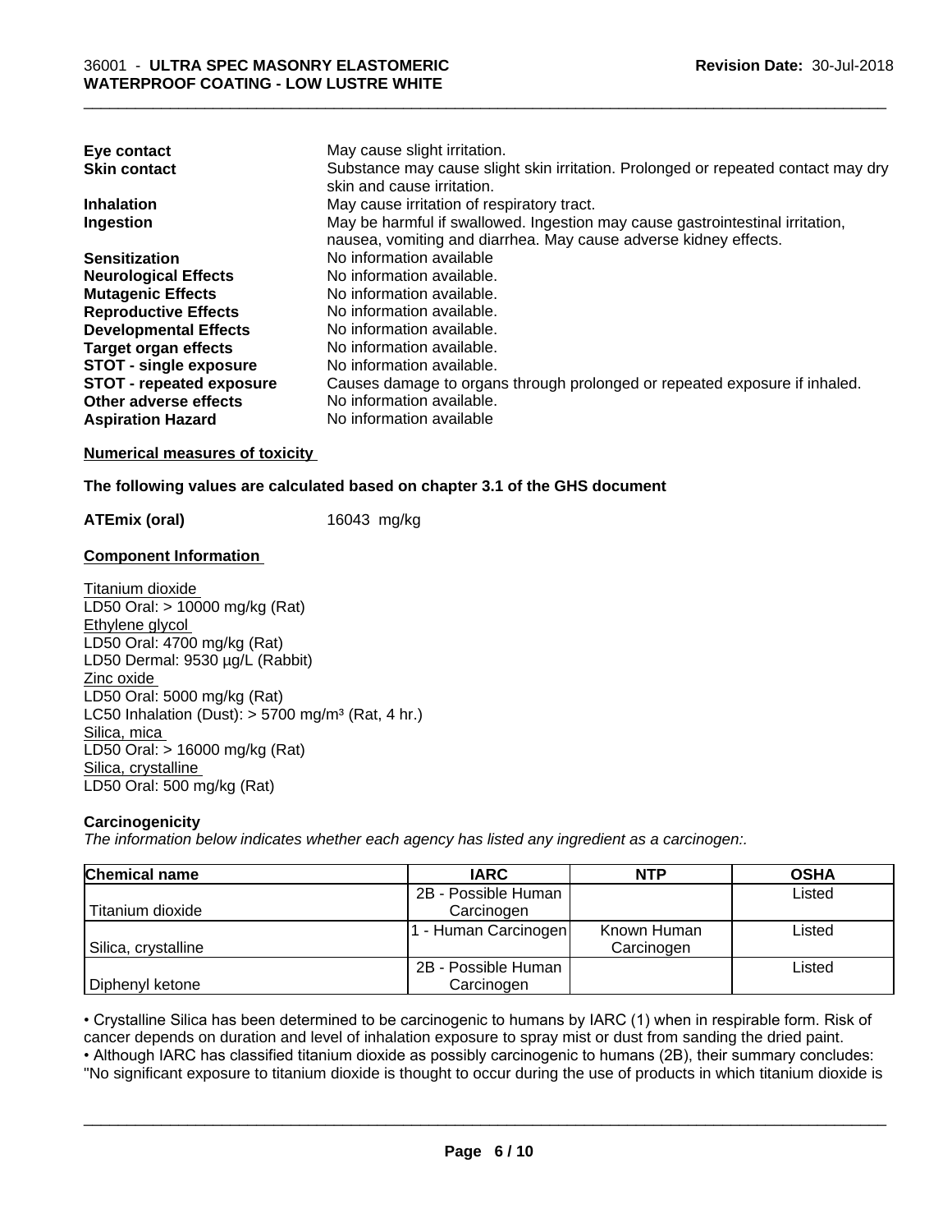| | |
|---|---|
| **Eye contact** | May cause slight irritation. |
| **Skin contact** | Substance may cause slight skin irritation. Prolonged or repeated contact may dry skin and cause irritation. |
| **Inhalation** | May cause irritation of respiratory tract. |
| **Ingestion** | May be harmful if swallowed. Ingestion may cause gastrointestinal irritation, nausea, vomiting and diarrhea. May cause adverse kidney effects. |
| **Sensitization** | No information available |
| **Neurological Effects** | No information available. |
| **Mutagenic Effects** | No information available. |
| **Reproductive Effects** | No information available. |
| **Developmental Effects** | No information available. |
| **Target organ effects** | No information available. |
| **STOT - single exposure** | No information available. |
| **STOT - repeated exposure** | Causes damage to organs through prolonged or repeated exposure if inhaled. |
| **Other adverse effects** | No information available. |
| **Aspiration Hazard** | No information available |

**Numerical measures of toxicity**

**The following values are calculated based on chapter 3.1 of the GHS document**

**ATEmix (oral)** 16043 mg/kg

**Component Information**

Titanium dioxide
LD50 Oral: > 10000 mg/kg (Rat)
Ethylene glycol
LD50 Oral: 4700 mg/kg (Rat)
LD50 Dermal: 9530 µg/L (Rabbit)
Zinc oxide
LD50 Oral: 5000 mg/kg (Rat)
LC50 Inhalation (Dust): > 5700 mg/m³ (Rat, 4 hr.)
Silica, mica
LD50 Oral: > 16000 mg/kg (Rat)
Silica, crystalline
LD50 Oral: 500 mg/kg (Rat)

**Carcinogenicity**

*The information below indicates whether each agency has listed any ingredient as a carcinogen:.*

| Chemical name | IARC | NTP | OSHA |
|---|---|---|---|
| Titanium dioxide | 2B - Possible Human Carcinogen | | Listed |
| Silica, crystalline | 1 - Human Carcinogen | Known Human Carcinogen | Listed |
| Diphenyl ketone | 2B - Possible Human Carcinogen | | Listed |

• Crystalline Silica has been determined to be carcinogenic to humans by IARC (1) when in respirable form. Risk of cancer depends on duration and level of inhalation exposure to spray mist or dust from sanding the dried paint.
• Although IARC has classified titanium dioxide as possibly carcinogenic to humans (2B), their summary concludes: "No significant exposure to titanium dioxide is thought to occur during the use of products in which titanium dioxide is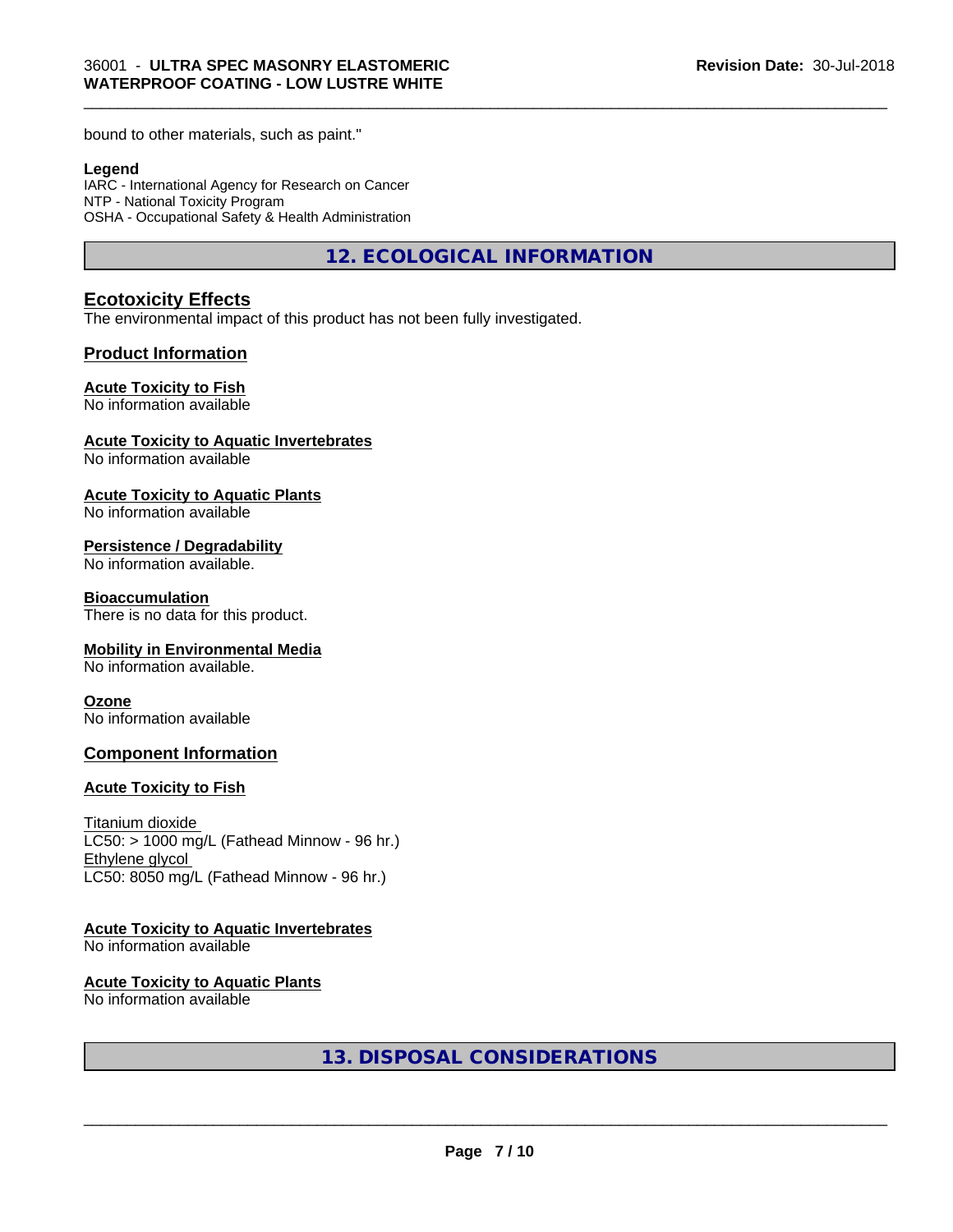bound to other materials, such as paint."

**Legend**
IARC - International Agency for Research on Cancer
NTP - National Toxicity Program
OSHA - Occupational Safety & Health Administration

## 12. ECOLOGICAL INFORMATION

### Ecotoxicity Effects

The environmental impact of this product has not been fully investigated.

### Product Information

**Acute Toxicity to Fish**
No information available

**Acute Toxicity to Aquatic Invertebrates**
No information available

**Acute Toxicity to Aquatic Plants**
No information available

**Persistence / Degradability**
No information available.

**Bioaccumulation**
There is no data for this product.

**Mobility in Environmental Media**
No information available.

**Ozone**
No information available

### Component Information

**Acute Toxicity to Fish**

Titanium dioxide
LC50: > 1000 mg/L (Fathead Minnow - 96 hr.)
Ethylene glycol
LC50: 8050 mg/L (Fathead Minnow - 96 hr.)

**Acute Toxicity to Aquatic Invertebrates**
No information available

**Acute Toxicity to Aquatic Plants**
No information available

## 13. DISPOSAL CONSIDERATIONS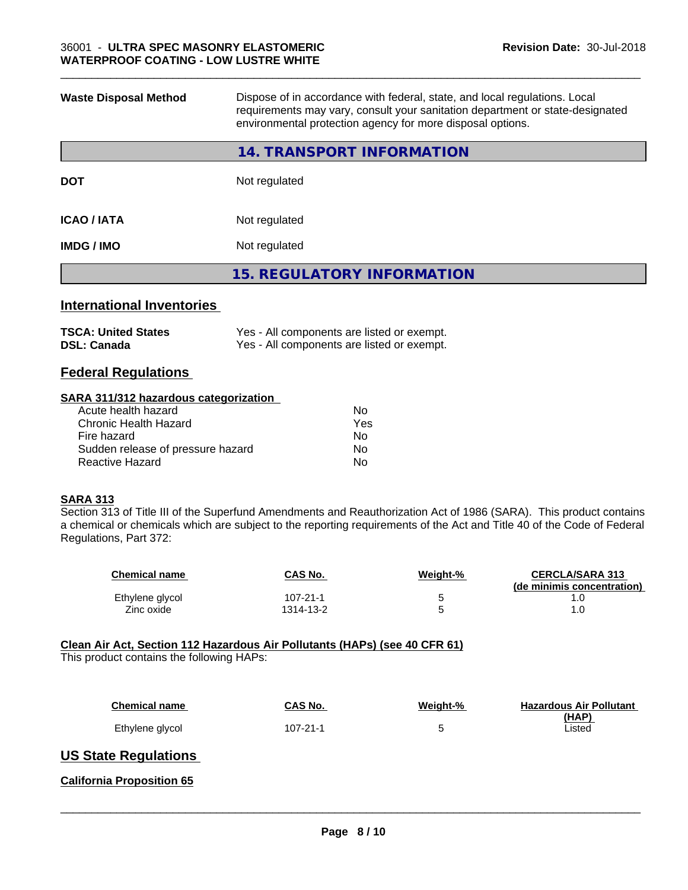| | |
|---|---|
| **Waste Disposal Method** | Dispose of in accordance with federal, state, and local regulations. Local requirements may vary, consult your sanitation department or state-designated environmental protection agency for more disposal options. |

## 14. TRANSPORT INFORMATION

| | |
|---|---|
| **DOT** | Not regulated |
| **ICAO / IATA** | Not regulated |
| **IMDG / IMO** | Not regulated |

## 15. REGULATORY INFORMATION

### International Inventories

| | |
|---|---|
| **TSCA: United States** | Yes - All components are listed or exempt. |
| **DSL: Canada** | Yes - All components are listed or exempt. |

### Federal Regulations

**SARA 311/312 hazardous categorization**

| | |
|---|---|
| Acute health hazard | No |
| Chronic Health Hazard | Yes |
| Fire hazard | No |
| Sudden release of pressure hazard | No |
| Reactive Hazard | No |

**SARA 313**

Section 313 of Title III of the Superfund Amendments and Reauthorization Act of 1986 (SARA). This product contains a chemical or chemicals which are subject to the reporting requirements of the Act and Title 40 of the Code of Federal Regulations, Part 372:

| Chemical name | CAS No. | Weight-% | CERCLA/SARA 313 (de minimis concentration) |
|---|---|---|---|
| Ethylene glycol | 107-21-1 | 5 | 1.0 |
| Zinc oxide | 1314-13-2 | 5 | 1.0 |

**Clean Air Act, Section 112 Hazardous Air Pollutants (HAPs) (see 40 CFR 61)**

This product contains the following HAPs:

| Chemical name | CAS No. | Weight-% | Hazardous Air Pollutant (HAP) |
|---|---|---|---|
| Ethylene glycol | 107-21-1 | 5 | Listed |

### US State Regulations

**California Proposition 65**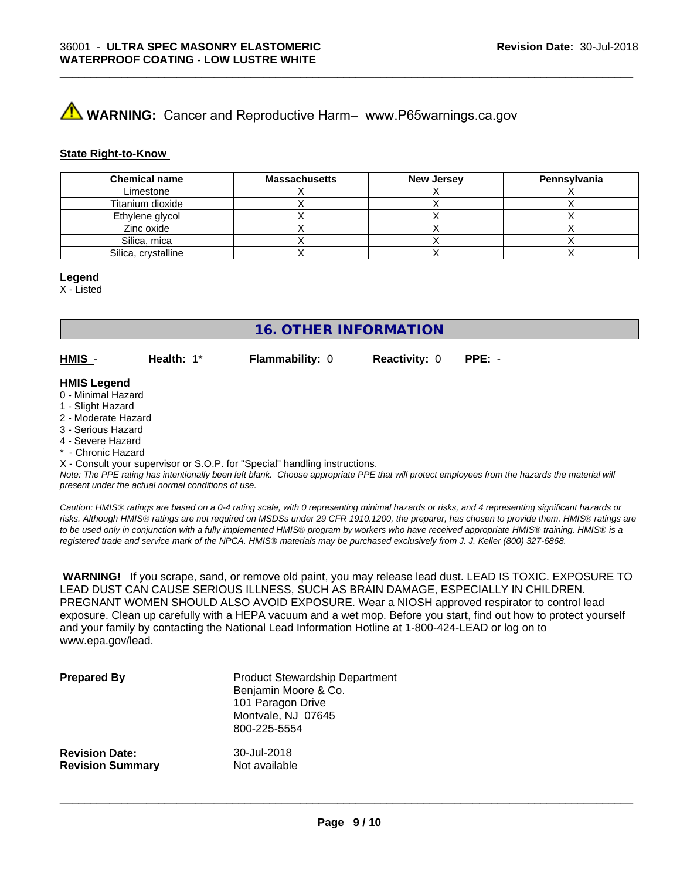⚠ **WARNING:** Cancer and Reproductive Harm– www.P65warnings.ca.gov

**State Right-to-Know**

| Chemical name | Massachusetts | New Jersey | Pennsylvania |
|---|---|---|---|
| Limestone | X | X | X |
| Titanium dioxide | X | X | X |
| Ethylene glycol | X | X | X |
| Zinc oxide | X | X | X |
| Silica, mica | X | X | X |
| Silica, crystalline | X | X | X |

**Legend**

X - Listed

## 16. OTHER INFORMATION

**HMIS** - **Health:** 1* **Flammability:** 0 **Reactivity:** 0 **PPE:** -

**HMIS Legend**

0 - Minimal Hazard
1 - Slight Hazard
2 - Moderate Hazard
3 - Serious Hazard
4 - Severe Hazard
* - Chronic Hazard
X - Consult your supervisor or S.O.P. for "Special" handling instructions.

*Note: The PPE rating has intentionally been left blank. Choose appropriate PPE that will protect employees from the hazards the material will present under the actual normal conditions of use.*

*Caution: HMIS® ratings are based on a 0-4 rating scale, with 0 representing minimal hazards or risks, and 4 representing significant hazards or risks. Although HMIS® ratings are not required on MSDSs under 29 CFR 1910.1200, the preparer, has chosen to provide them. HMIS® ratings are to be used only in conjunction with a fully implemented HMIS® program by workers who have received appropriate HMIS® training. HMIS® is a registered trade and service mark of the NPCA. HMIS® materials may be purchased exclusively from J. J. Keller (800) 327-6868.*

**WARNING!** If you scrape, sand, or remove old paint, you may release lead dust. LEAD IS TOXIC. EXPOSURE TO LEAD DUST CAN CAUSE SERIOUS ILLNESS, SUCH AS BRAIN DAMAGE, ESPECIALLY IN CHILDREN. PREGNANT WOMEN SHOULD ALSO AVOID EXPOSURE. Wear a NIOSH approved respirator to control lead exposure. Clean up carefully with a HEPA vacuum and a wet mop. Before you start, find out how to protect yourself and your family by contacting the National Lead Information Hotline at 1-800-424-LEAD or log on to www.epa.gov/lead.

**Prepared By**
Product Stewardship Department
Benjamin Moore & Co.
101 Paragon Drive
Montvale, NJ 07645
800-225-5554

**Revision Date:** 30-Jul-2018
**Revision Summary** Not available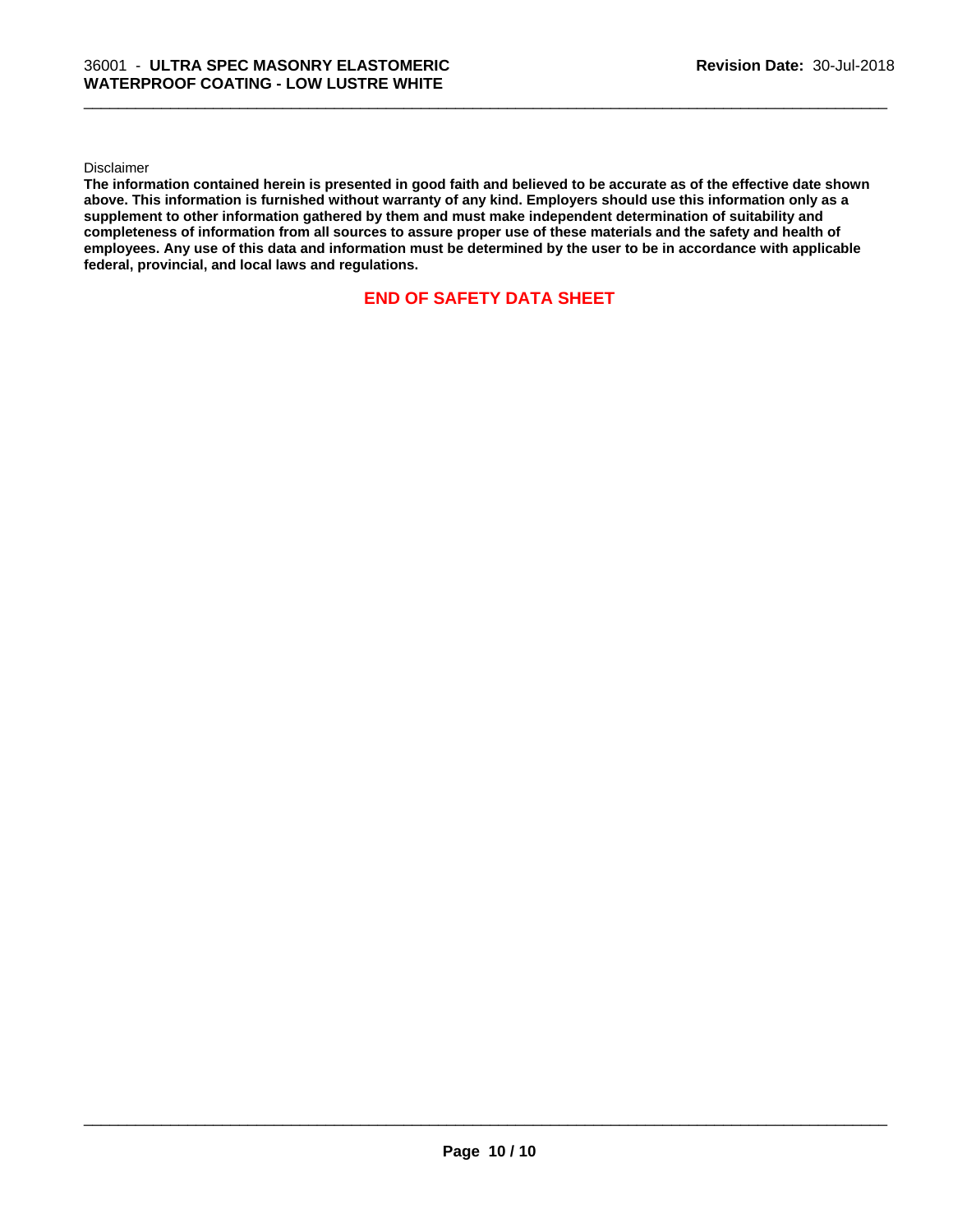Disclaimer

**The information contained herein is presented in good faith and believed to be accurate as of the effective date shown above. This information is furnished without warranty of any kind. Employers should use this information only as a supplement to other information gathered by them and must make independent determination of suitability and completeness of information from all sources to assure proper use of these materials and the safety and health of employees. Any use of this data and information must be determined by the user to be in accordance with applicable federal, provincial, and local laws and regulations.**

**END OF SAFETY DATA SHEET**